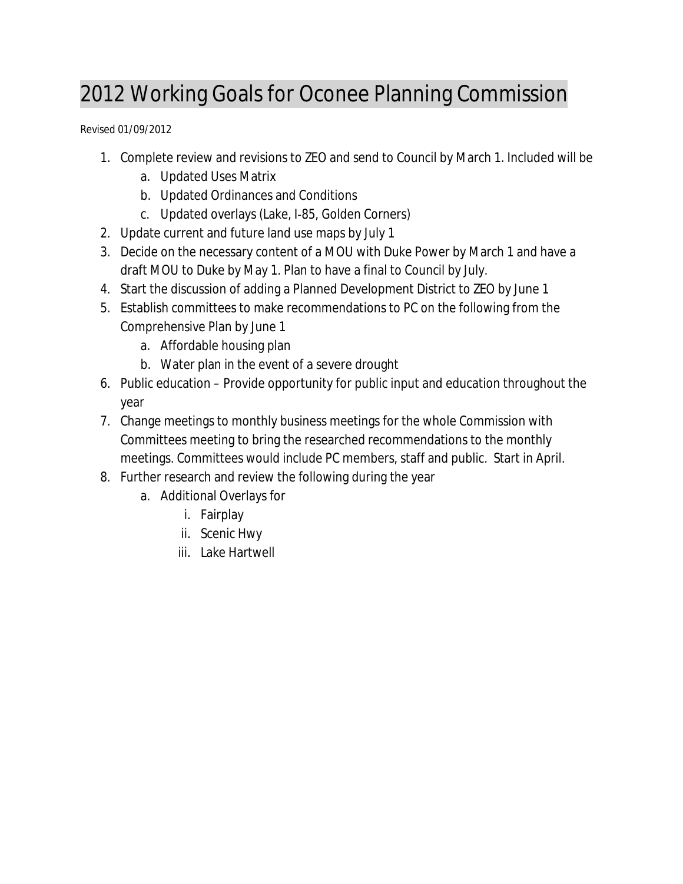# 2012 Working Goals for Oconee Planning Commission

Revised 01/09/2012

1. Complete review and revisions to ZEO and send to Council by March 1. Included will be
   a. Updated Uses Matrix
   b. Updated Ordinances and Conditions
   c. Updated overlays (Lake, I-85, Golden Corners)
2. Update current and future land use maps by July 1
3. Decide on the necessary content of a MOU with Duke Power by March 1 and have a draft MOU to Duke by May 1. Plan to have a final to Council by July.
4. Start the discussion of adding a Planned Development District to ZEO by June 1
5. Establish committees to make recommendations to PC on the following from the Comprehensive Plan by June 1
   a. Affordable housing plan
   b. Water plan in the event of a severe drought
6. Public education – Provide opportunity for public input and education throughout the year
7. Change meetings to monthly business meetings for the whole Commission with Committees meeting to bring the researched recommendations to the monthly meetings. Committees would include PC members, staff and public. Start in April.
8. Further research and review the following during the year
   a. Additional Overlays for
      i. Fairplay
      ii. Scenic Hwy
      iii. Lake Hartwell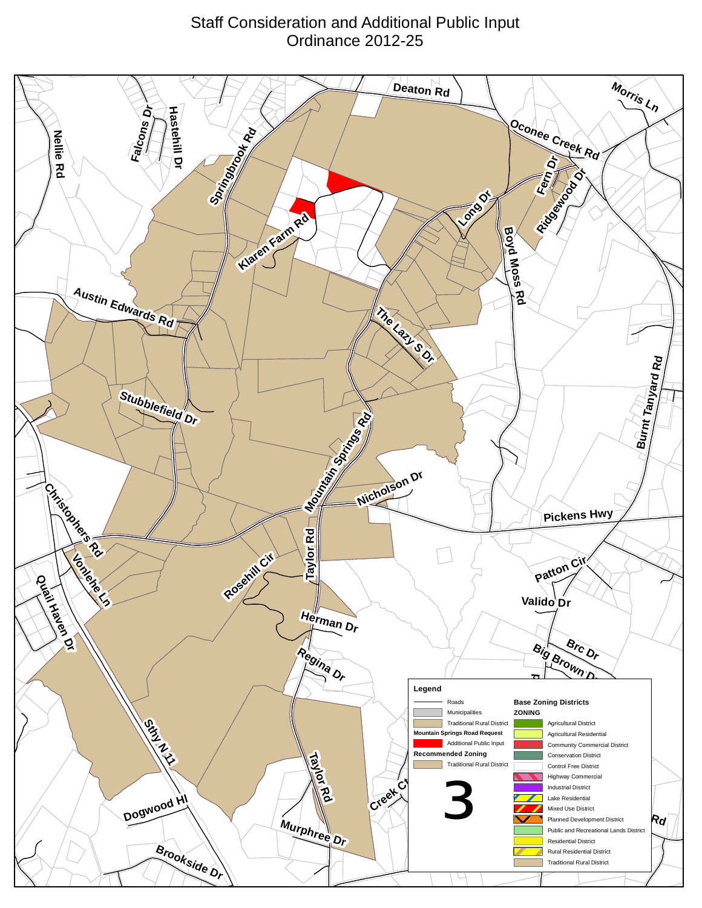# Staff Consideration and Additional Public Input
# Ordinance 2012-25

Deaton Rd
Morris Ln
Oconee Creek Rd
Nellie Rd
Falcons Dr
Hastehill Dr
Springbrook Rd
Fern Dr
Ridgewood Dr
Klaren Farm Rd
Long Dr
Boyd Moss Rd
Austin Edwards Rd
The Lazy S Dr
Burnt Tanyard Rd
Stubblefield Dr
Mountain Springs Rd
Nicholson Dr
Christophers Rd
Pickens Hwy
Taylor Rd
Rosehill Cir
Patton Cir
Vonlehe Ln
Valido Dr
Quail Haven Dr
Herman Dr
Brc Dr
Big Brown Dr
Regina Dr
Sthy N 11
Taylor Rd
Creek Ct
Dogwood Hl
Murphree Dr
Brookside Dr
Rd

**Legend**

Roads
Municipalities
Traditional Rural District

**Mountain Springs Road Request**

Additional Public Input

**Recommended Zoning**

Traditional Rural District

**Base Zoning Districts**

**ZONING**

Agricultural District
Agricultural Residential
Community Commercial District
Conservation District
Control Free District
Highway Commercial
Industrial District
Lake Residential
Mixed Use District
Planned Development District
Public and Recreational Lands District
Residential District
Rural Residential District
Traditional Rural District

3